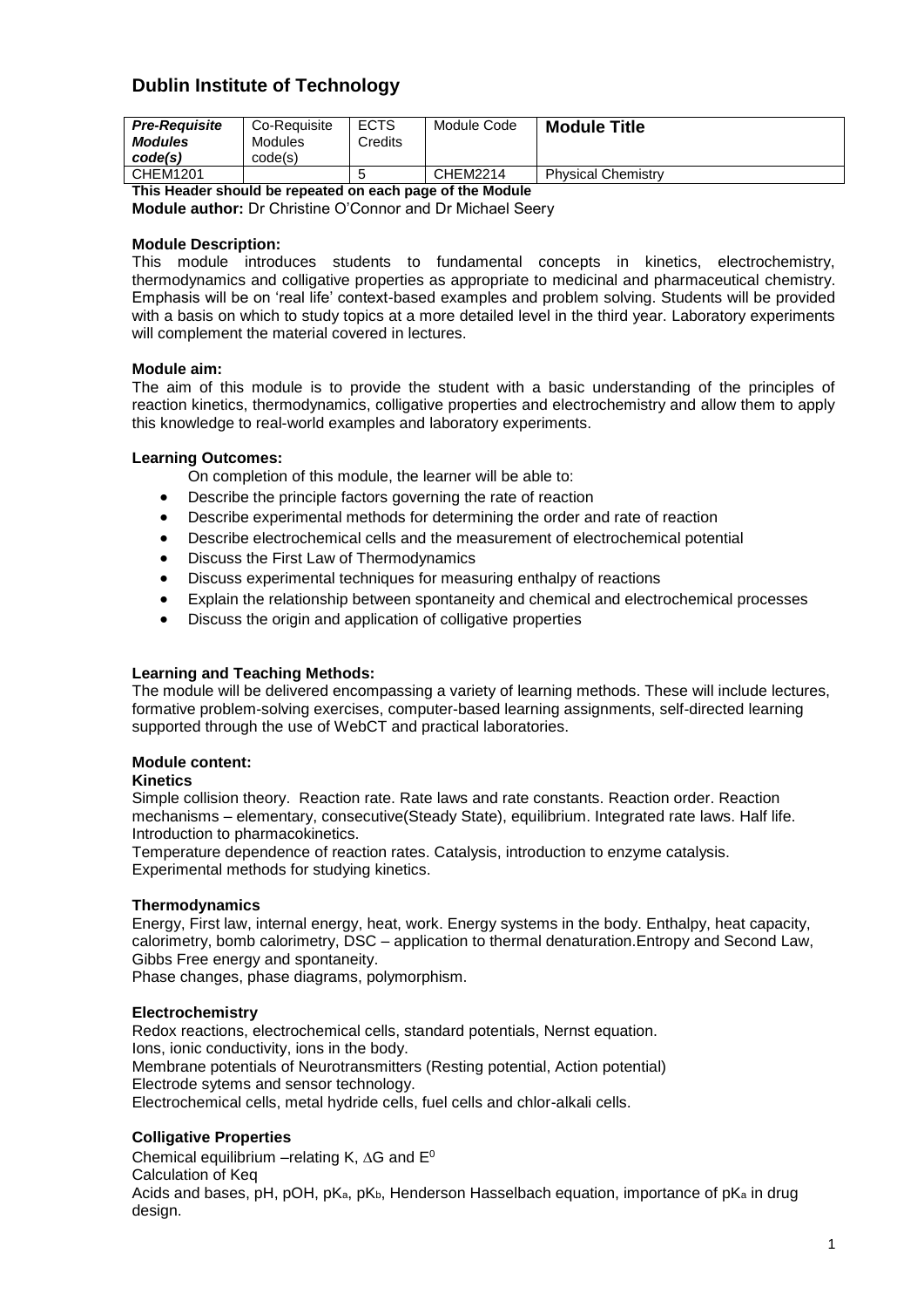# Dublin Institute of Technology

| ***Pre-Requisite Modules code(s)*** | Co-Requisite Modules code(s) | ECTS Credits | Module Code | **Module Title** |
|---|---|---|---|---|
| CHEM1201 | | 5 | CHEM2214 | Physical Chemistry |

**This Header should be repeated on each page of the Module**

**Module author:** Dr Christine O'Connor and Dr Michael Seery

**Module Description:**

This module introduces students to fundamental concepts in kinetics, electrochemistry, thermodynamics and colligative properties as appropriate to medicinal and pharmaceutical chemistry. Emphasis will be on 'real life' context-based examples and problem solving. Students will be provided with a basis on which to study topics at a more detailed level in the third year. Laboratory experiments will complement the material covered in lectures.

**Module aim:**

The aim of this module is to provide the student with a basic understanding of the principles of reaction kinetics, thermodynamics, colligative properties and electrochemistry and allow them to apply this knowledge to real-world examples and laboratory experiments.

**Learning Outcomes:**

On completion of this module, the learner will be able to:

- Describe the principle factors governing the rate of reaction
- Describe experimental methods for determining the order and rate of reaction
- Describe electrochemical cells and the measurement of electrochemical potential
- Discuss the First Law of Thermodynamics
- Discuss experimental techniques for measuring enthalpy of reactions
- Explain the relationship between spontaneity and chemical and electrochemical processes
- Discuss the origin and application of colligative properties

**Learning and Teaching Methods:**

The module will be delivered encompassing a variety of learning methods. These will include lectures, formative problem-solving exercises, computer-based learning assignments, self-directed learning supported through the use of WebCT and practical laboratories.

**Module content:**

**Kinetics**

Simple collision theory. Reaction rate. Rate laws and rate constants. Reaction order. Reaction mechanisms – elementary, consecutive(Steady State), equilibrium. Integrated rate laws. Half life. Introduction to pharmacokinetics.

Temperature dependence of reaction rates. Catalysis, introduction to enzyme catalysis.

Experimental methods for studying kinetics.

**Thermodynamics**

Energy, First law, internal energy, heat, work. Energy systems in the body. Enthalpy, heat capacity, calorimetry, bomb calorimetry, DSC – application to thermal denaturation.Entropy and Second Law, Gibbs Free energy and spontaneity.

Phase changes, phase diagrams, polymorphism.

**Electrochemistry**

Redox reactions, electrochemical cells, standard potentials, Nernst equation.

Ions, ionic conductivity, ions in the body.

Membrane potentials of Neurotransmitters (Resting potential, Action potential)

Electrode sytems and sensor technology.

Electrochemical cells, metal hydride cells, fuel cells and chlor-alkali cells.

**Colligative Properties**

Chemical equilibrium –relating K, $\Delta G$ and $E^0$

Calculation of Keq

Acids and bases, pH, pOH, $pK_a$, $pK_b$, Henderson Hasselbach equation, importance of $pK_a$ in drug design.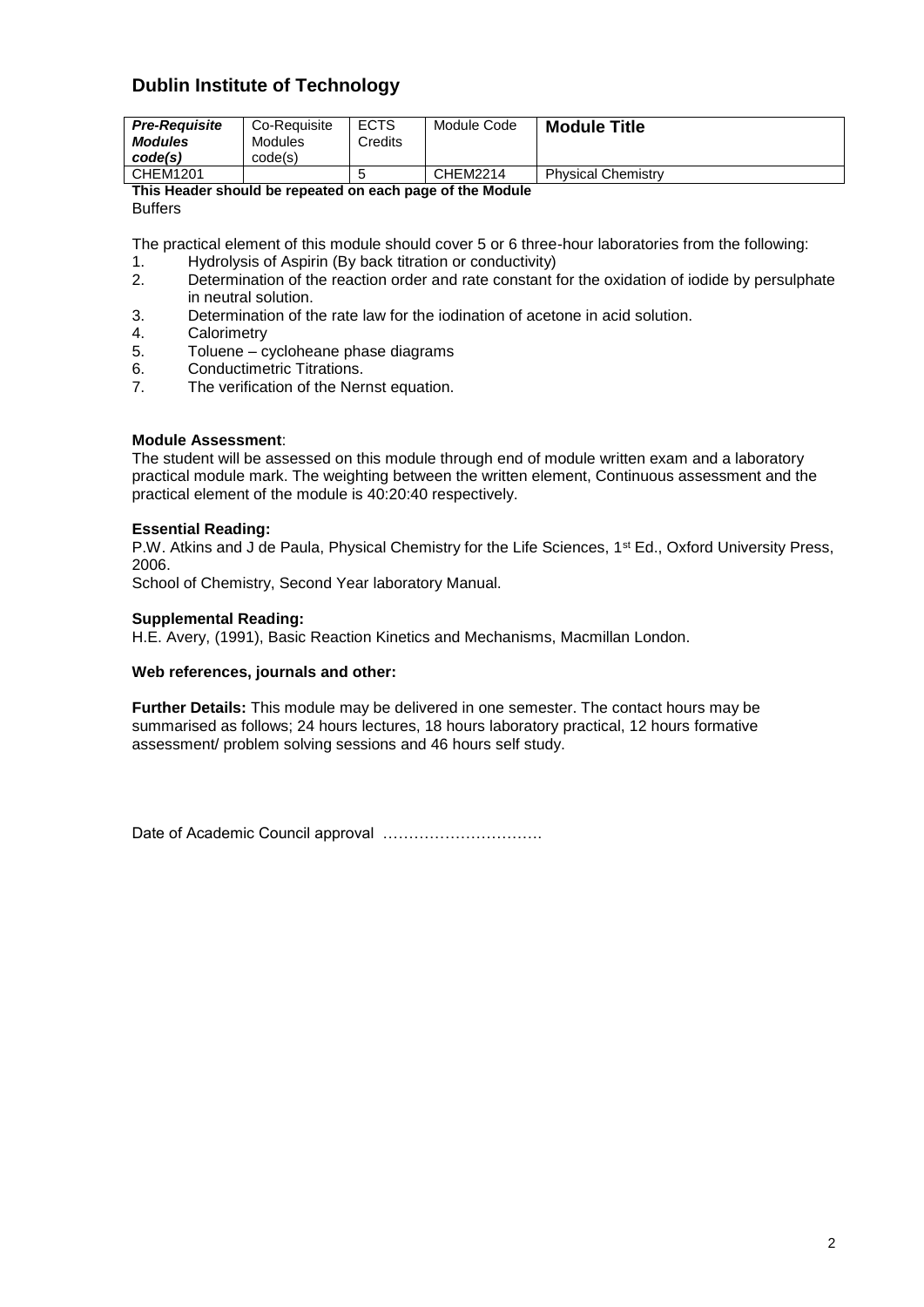## Dublin Institute of Technology

| ***Pre-Requisite Modules code(s)*** | Co-Requisite Modules code(s) | ECTS Credits | Module Code | **Module Title** |
|---|---|---|---|---|
| CHEM1201 | | 5 | CHEM2214 | Physical Chemistry |

**This Header should be repeated on each page of the Module**

Buffers

The practical element of this module should cover 5 or 6 three-hour laboratories from the following:

1. Hydrolysis of Aspirin (By back titration or conductivity)
2. Determination of the reaction order and rate constant for the oxidation of iodide by persulphate in neutral solution.
3. Determination of the rate law for the iodination of acetone in acid solution.
4. Calorimetry
5. Toluene – cycloheane phase diagrams
6. Conductimetric Titrations.
7. The verification of the Nernst equation.

**Module Assessment**:

The student will be assessed on this module through end of module written exam and a laboratory practical module mark. The weighting between the written element, Continuous assessment and the practical element of the module is 40:20:40 respectively.

**Essential Reading:**

P.W. Atkins and J de Paula, Physical Chemistry for the Life Sciences, 1st Ed., Oxford University Press, 2006.

School of Chemistry, Second Year laboratory Manual.

**Supplemental Reading:**

H.E. Avery, (1991), Basic Reaction Kinetics and Mechanisms, Macmillan London.

**Web references, journals and other:**

**Further Details:** This module may be delivered in one semester. The contact hours may be summarised as follows; 24 hours lectures, 18 hours laboratory practical, 12 hours formative assessment/ problem solving sessions and 46 hours self study.

Date of Academic Council approval ………………………….